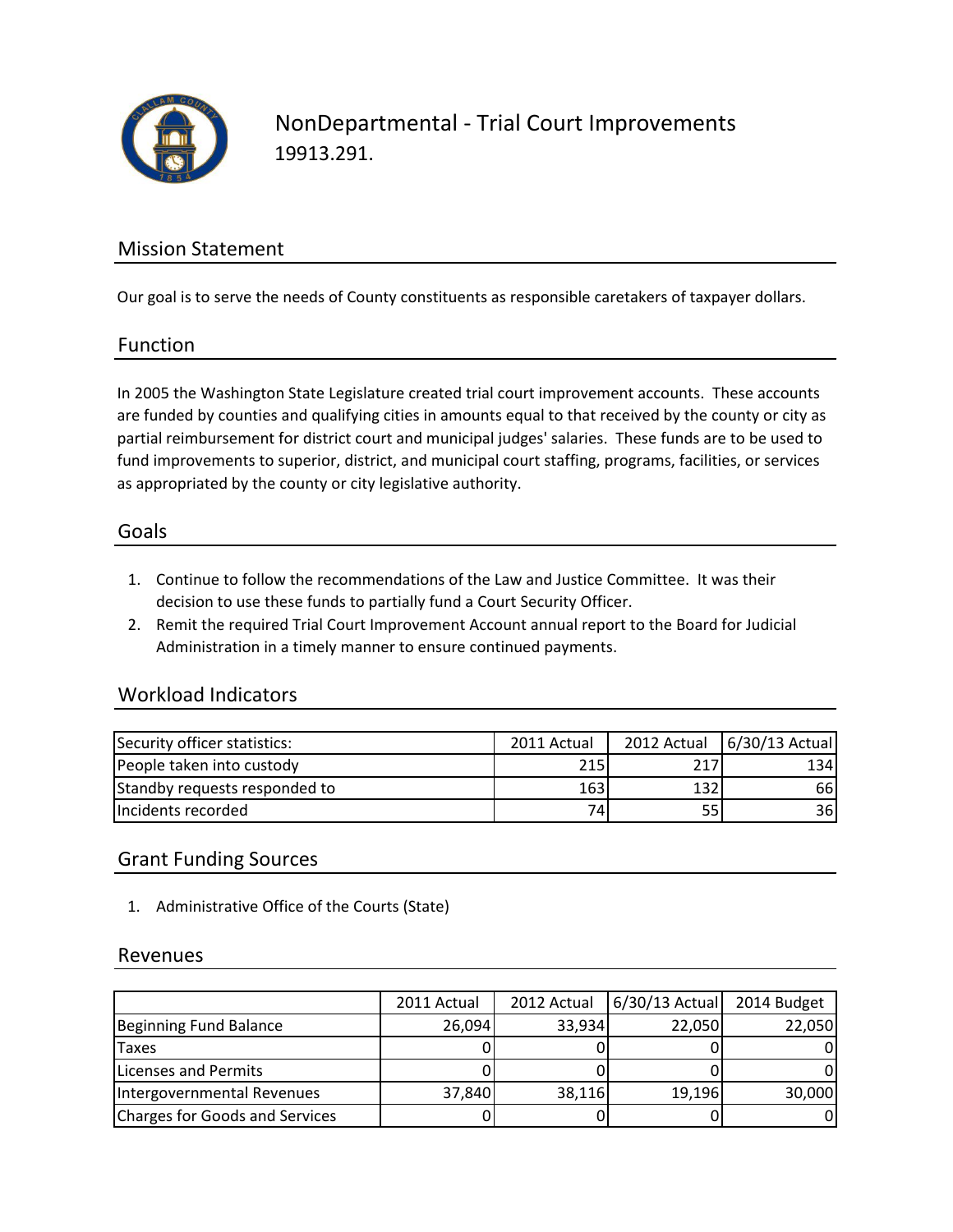# NonDepartmental - Trial Court Improvements

19913.291.

## Mission Statement

Our goal is to serve the needs of County constituents as responsible caretakers of taxpayer dollars.

## Function

In 2005 the Washington State Legislature created trial court improvement accounts. These accounts are funded by counties and qualifying cities in amounts equal to that received by the county or city as partial reimbursement for district court and municipal judges' salaries. These funds are to be used to fund improvements to superior, district, and municipal court staffing, programs, facilities, or services as appropriated by the county or city legislative authority.

## Goals

1. Continue to follow the recommendations of the Law and Justice Committee. It was their decision to use these funds to partially fund a Court Security Officer.
2. Remit the required Trial Court Improvement Account annual report to the Board for Judicial Administration in a timely manner to ensure continued payments.

## Workload Indicators

| Security officer statistics: | 2011 Actual | 2012 Actual | 6/30/13 Actual |
|---|---|---|---|
| People taken into custody | 215 | 217 | 134 |
| Standby requests responded to | 163 | 132 | 66 |
| Incidents recorded | 74 | 55 | 36 |

## Grant Funding Sources

1. Administrative Office of the Courts (State)

## Revenues

| | 2011 Actual | 2012 Actual | 6/30/13 Actual | 2014 Budget |
|---|---|---|---|---|
| Beginning Fund Balance | 26,094 | 33,934 | 22,050 | 22,050 |
| Taxes | 0 | 0 | 0 | 0 |
| Licenses and Permits | 0 | 0 | 0 | 0 |
| Intergovernmental Revenues | 37,840 | 38,116 | 19,196 | 30,000 |
| Charges for Goods and Services | 0 | 0 | 0 | 0 |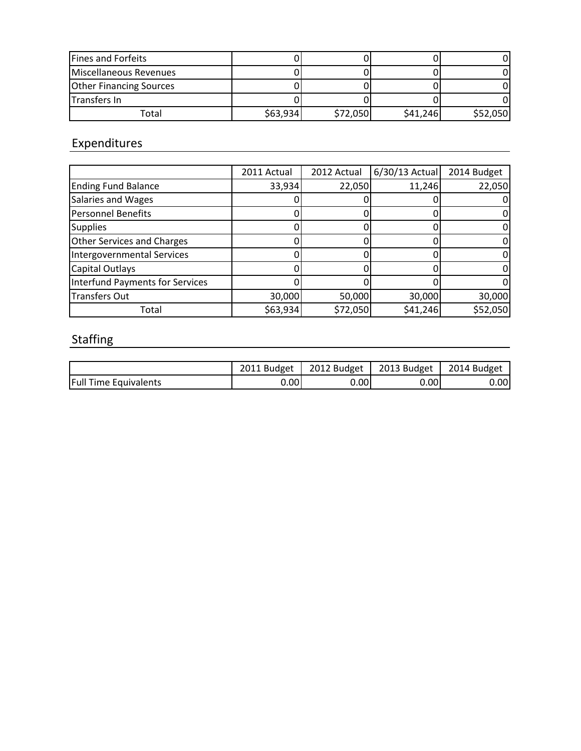| | | | | |
|---|---|---|---|---|
| Fines and Forfeits | 0 | 0 | 0 | 0 |
| Miscellaneous Revenues | 0 | 0 | 0 | 0 |
| Other Financing Sources | 0 | 0 | 0 | 0 |
| Transfers In | 0 | 0 | 0 | 0 |
| Total | $63,934 | $72,050 | $41,246 | $52,050 |

## Expenditures

| | 2011 Actual | 2012 Actual | 6/30/13 Actual | 2014 Budget |
|---|---|---|---|---|
| Ending Fund Balance | 33,934 | 22,050 | 11,246 | 22,050 |
| Salaries and Wages | 0 | 0 | 0 | 0 |
| Personnel Benefits | 0 | 0 | 0 | 0 |
| Supplies | 0 | 0 | 0 | 0 |
| Other Services and Charges | 0 | 0 | 0 | 0 |
| Intergovernmental Services | 0 | 0 | 0 | 0 |
| Capital Outlays | 0 | 0 | 0 | 0 |
| Interfund Payments for Services | 0 | 0 | 0 | 0 |
| Transfers Out | 30,000 | 50,000 | 30,000 | 30,000 |
| Total | $63,934 | $72,050 | $41,246 | $52,050 |

## Staffing

| | 2011 Budget | 2012 Budget | 2013 Budget | 2014 Budget |
|---|---|---|---|---|
| Full Time Equivalents | 0.00 | 0.00 | 0.00 | 0.00 |